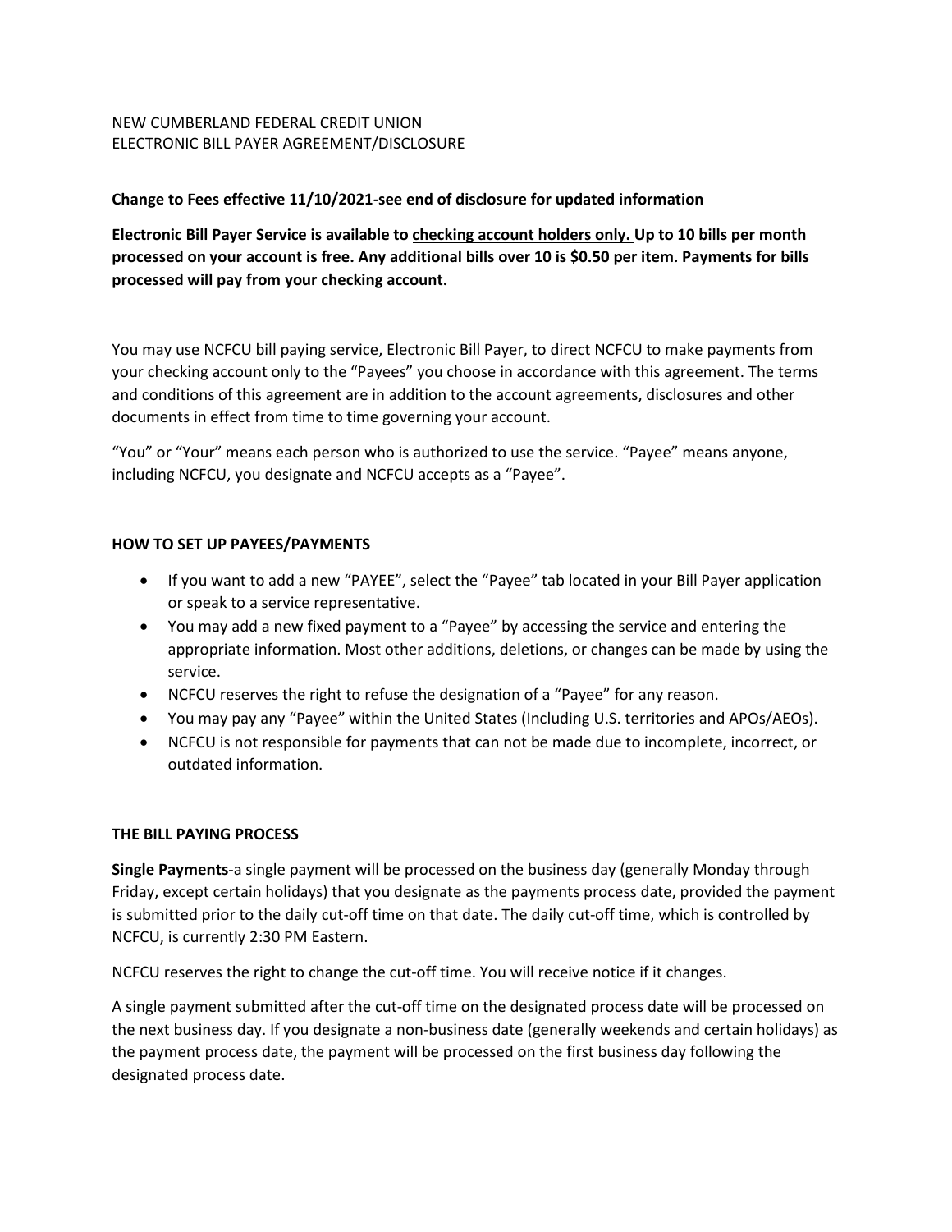NEW CUMBERLAND FEDERAL CREDIT UNION
ELECTRONIC BILL PAYER AGREEMENT/DISCLOSURE

**Change to Fees effective 11/10/2021-see end of disclosure for updated information**

**Electronic Bill Payer Service is available to checking account holders only. Up to 10 bills per month processed on your account is free. Any additional bills over 10 is $0.50 per item. Payments for bills processed will pay from your checking account.**

You may use NCFCU bill paying service, Electronic Bill Payer, to direct NCFCU to make payments from your checking account only to the "Payees" you choose in accordance with this agreement. The terms and conditions of this agreement are in addition to the account agreements, disclosures and other documents in effect from time to time governing your account.

"You" or "Your" means each person who is authorized to use the service. "Payee" means anyone, including NCFCU, you designate and NCFCU accepts as a "Payee".

**HOW TO SET UP PAYEES/PAYMENTS**

- If you want to add a new "PAYEE", select the "Payee" tab located in your Bill Payer application or speak to a service representative.
- You may add a new fixed payment to a "Payee" by accessing the service and entering the appropriate information. Most other additions, deletions, or changes can be made by using the service.
- NCFCU reserves the right to refuse the designation of a "Payee" for any reason.
- You may pay any "Payee" within the United States (Including U.S. territories and APOs/AEOs).
- NCFCU is not responsible for payments that can not be made due to incomplete, incorrect, or outdated information.

**THE BILL PAYING PROCESS**

**Single Payments**-a single payment will be processed on the business day (generally Monday through Friday, except certain holidays) that you designate as the payments process date, provided the payment is submitted prior to the daily cut-off time on that date. The daily cut-off time, which is controlled by NCFCU, is currently 2:30 PM Eastern.

NCFCU reserves the right to change the cut-off time. You will receive notice if it changes.

A single payment submitted after the cut-off time on the designated process date will be processed on the next business day. If you designate a non-business date (generally weekends and certain holidays) as the payment process date, the payment will be processed on the first business day following the designated process date.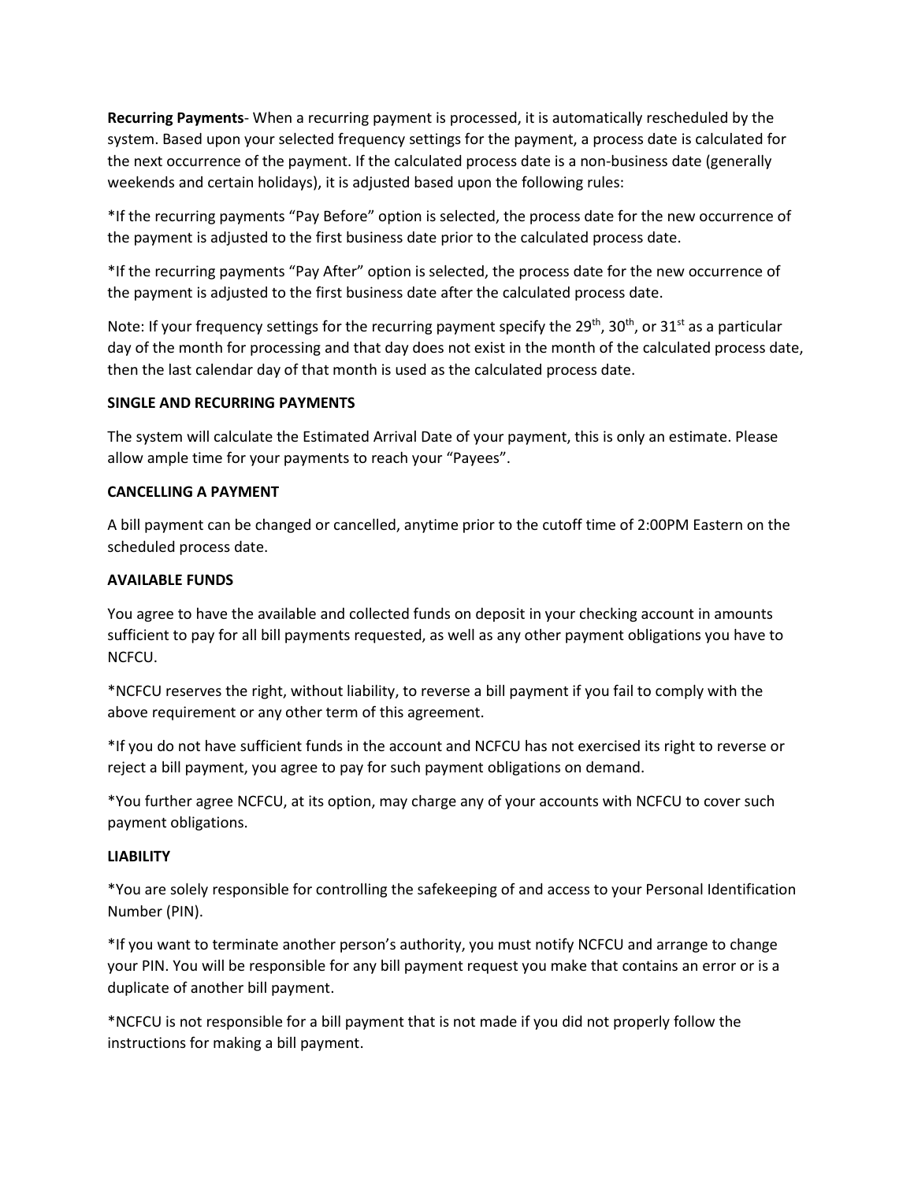**Recurring Payments**- When a recurring payment is processed, it is automatically rescheduled by the system. Based upon your selected frequency settings for the payment, a process date is calculated for the next occurrence of the payment. If the calculated process date is a non-business date (generally weekends and certain holidays), it is adjusted based upon the following rules:

*If the recurring payments "Pay Before" option is selected, the process date for the new occurrence of the payment is adjusted to the first business date prior to the calculated process date.

*If the recurring payments "Pay After" option is selected, the process date for the new occurrence of the payment is adjusted to the first business date after the calculated process date.

Note: If your frequency settings for the recurring payment specify the 29th, 30th, or 31st as a particular day of the month for processing and that day does not exist in the month of the calculated process date, then the last calendar day of that month is used as the calculated process date.

**SINGLE AND RECURRING PAYMENTS**

The system will calculate the Estimated Arrival Date of your payment, this is only an estimate. Please allow ample time for your payments to reach your "Payees".

**CANCELLING A PAYMENT**

A bill payment can be changed or cancelled, anytime prior to the cutoff time of 2:00PM Eastern on the scheduled process date.

**AVAILABLE FUNDS**

You agree to have the available and collected funds on deposit in your checking account in amounts sufficient to pay for all bill payments requested, as well as any other payment obligations you have to NCFCU.

*NCFCU reserves the right, without liability, to reverse a bill payment if you fail to comply with the above requirement or any other term of this agreement.

*If you do not have sufficient funds in the account and NCFCU has not exercised its right to reverse or reject a bill payment, you agree to pay for such payment obligations on demand.

*You further agree NCFCU, at its option, may charge any of your accounts with NCFCU to cover such payment obligations.

**LIABILITY**

*You are solely responsible for controlling the safekeeping of and access to your Personal Identification Number (PIN).

*If you want to terminate another person's authority, you must notify NCFCU and arrange to change your PIN. You will be responsible for any bill payment request you make that contains an error or is a duplicate of another bill payment.

*NCFCU is not responsible for a bill payment that is not made if you did not properly follow the instructions for making a bill payment.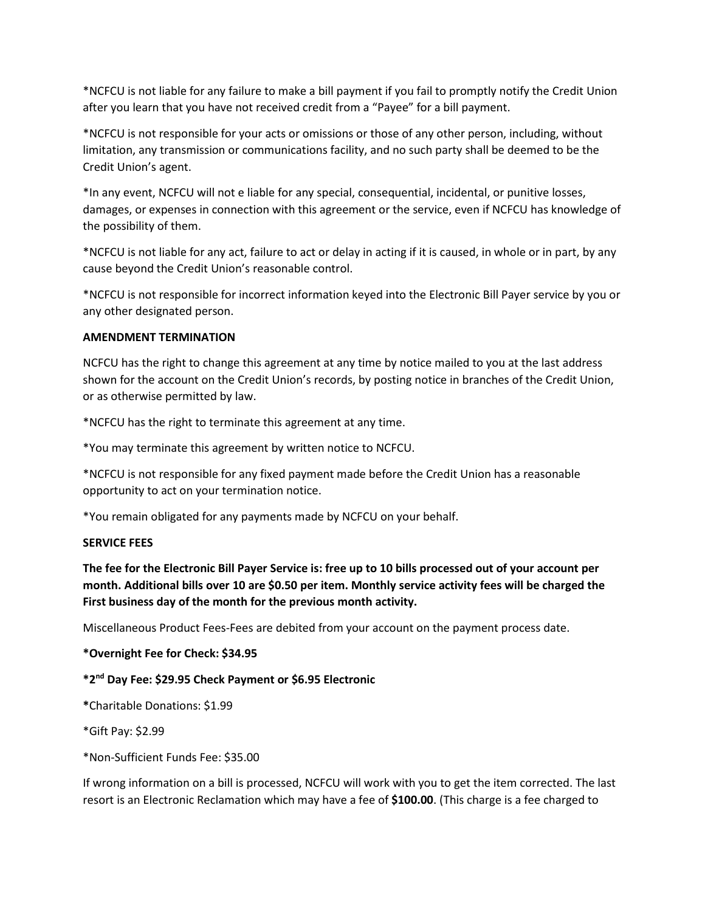*NCFCU is not liable for any failure to make a bill payment if you fail to promptly notify the Credit Union after you learn that you have not received credit from a “Payee” for a bill payment.

*NCFCU is not responsible for your acts or omissions or those of any other person, including, without limitation, any transmission or communications facility, and no such party shall be deemed to be the Credit Union’s agent.

*In any event, NCFCU will not e liable for any special, consequential, incidental, or punitive losses, damages, or expenses in connection with this agreement or the service, even if NCFCU has knowledge of the possibility of them.

*NCFCU is not liable for any act, failure to act or delay in acting if it is caused, in whole or in part, by any cause beyond the Credit Union’s reasonable control.

*NCFCU is not responsible for incorrect information keyed into the Electronic Bill Payer service by you or any other designated person.

**AMENDMENT TERMINATION**

NCFCU has the right to change this agreement at any time by notice mailed to you at the last address shown for the account on the Credit Union’s records, by posting notice in branches of the Credit Union, or as otherwise permitted by law.

*NCFCU has the right to terminate this agreement at any time.

*You may terminate this agreement by written notice to NCFCU.

*NCFCU is not responsible for any fixed payment made before the Credit Union has a reasonable opportunity to act on your termination notice.

*You remain obligated for any payments made by NCFCU on your behalf.

**SERVICE FEES**

**The fee for the Electronic Bill Payer Service is: free up to 10 bills processed out of your account per month. Additional bills over 10 are $0.50 per item. Monthly service activity fees will be charged the First business day of the month for the previous month activity.**

Miscellaneous Product Fees-Fees are debited from your account on the payment process date.

**\*Overnight Fee for Check: $34.95**

**\*2nd Day Fee: $29.95 Check Payment or $6.95 Electronic**

**\***Charitable Donations: $1.99

*Gift Pay: $2.99

*Non-Sufficient Funds Fee: $35.00

If wrong information on a bill is processed, NCFCU will work with you to get the item corrected. The last resort is an Electronic Reclamation which may have a fee of **$100.00**. (This charge is a fee charged to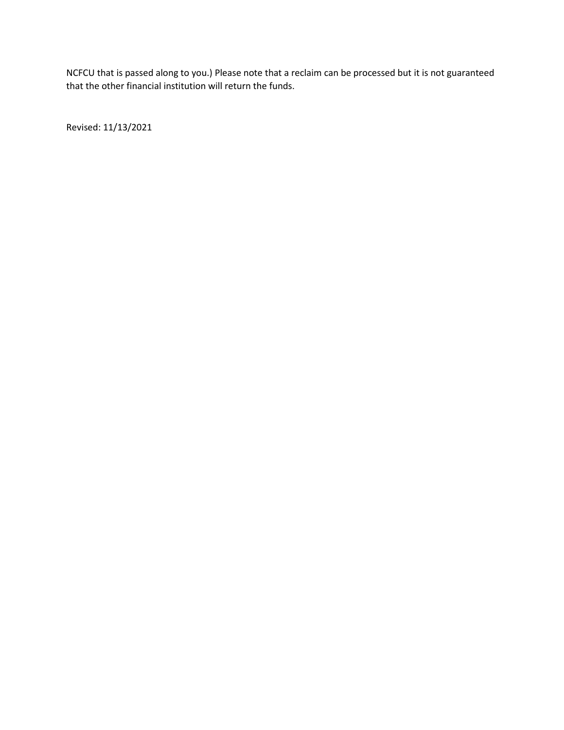NCFCU that is passed along to you.) Please note that a reclaim can be processed but it is not guaranteed that the other financial institution will return the funds.

Revised: 11/13/2021